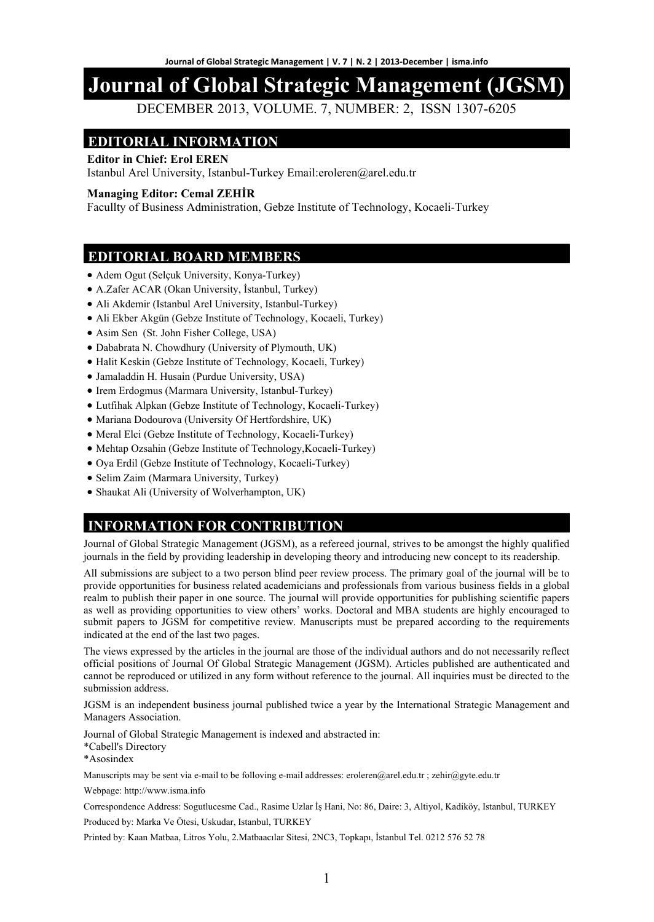# Journal of Global Strategic Management (JGSM)

DECEMBER 2013, VOLUME. 7, NUMBER: 2, ISSN 1307-6205

## EDITORIAL INFORMATION

**Editor in Chief: Erol EREN**
Istanbul Arel University, Istanbul-Turkey Email:eroleren@arel.edu.tr

**Managing Editor: Cemal ZEHİR**
Facullty of Business Administration, Gebze Institute of Technology, Kocaeli-Turkey

## EDITORIAL BOARD MEMBERS

- Adem Ogut (Selçuk University, Konya-Turkey)
- A.Zafer ACAR (Okan University, İstanbul, Turkey)
- Ali Akdemir (Istanbul Arel University, Istanbul-Turkey)
- Ali Ekber Akgün (Gebze Institute of Technology, Kocaeli, Turkey)
- Asim Sen (St. John Fisher College, USA)
- Dababrata N. Chowdhury (University of Plymouth, UK)
- Halit Keskin (Gebze Institute of Technology, Kocaeli, Turkey)
- Jamaladdin H. Husain (Purdue University, USA)
- Irem Erdogmus (Marmara University, Istanbul-Turkey)
- Lutfihak Alpkan (Gebze Institute of Technology, Kocaeli-Turkey)
- Mariana Dodourova (University Of Hertfordshire, UK)
- Meral Elci (Gebze Institute of Technology, Kocaeli-Turkey)
- Mehtap Ozsahin (Gebze Institute of Technology,Kocaeli-Turkey)
- Oya Erdil (Gebze Institute of Technology, Kocaeli-Turkey)
- Selim Zaim (Marmara University, Turkey)
- Shaukat Ali (University of Wolverhampton, UK)

## INFORMATION FOR CONTRIBUTION

Journal of Global Strategic Management (JGSM), as a refereed journal, strives to be amongst the highly qualified journals in the field by providing leadership in developing theory and introducing new concept to its readership.

All submissions are subject to a two person blind peer review process. The primary goal of the journal will be to provide opportunities for business related academicians and professionals from various business fields in a global realm to publish their paper in one source. The journal will provide opportunities for publishing scientific papers as well as providing opportunities to view others' works. Doctoral and MBA students are highly encouraged to submit papers to JGSM for competitive review. Manuscripts must be prepared according to the requirements indicated at the end of the last two pages.

The views expressed by the articles in the journal are those of the individual authors and do not necessarily reflect official positions of Journal Of Global Strategic Management (JGSM). Articles published are authenticated and cannot be reproduced or utilized in any form without reference to the journal. All inquiries must be directed to the submission address.

JGSM is an independent business journal published twice a year by the International Strategic Management and Managers Association.

Journal of Global Strategic Management is indexed and abstracted in:
*Cabell's Directory
*Asosindex

Manuscripts may be sent via e-mail to be folloving e-mail addresses: eroleren@arel.edu.tr ; zehir@gyte.edu.tr

Webpage: http://www.isma.info

Correspondence Address: Sogutlucesme Cad., Rasime Uzlar İş Hani, No: 86, Daire: 3, Altiyol, Kadiköy, Istanbul, TURKEY

Produced by: Marka Ve Ötesi, Uskudar, Istanbul, TURKEY

Printed by: Kaan Matbaa, Litros Yolu, 2.Matbaacılar Sitesi, 2NC3, Topkapı, İstanbul Tel. 0212 576 52 78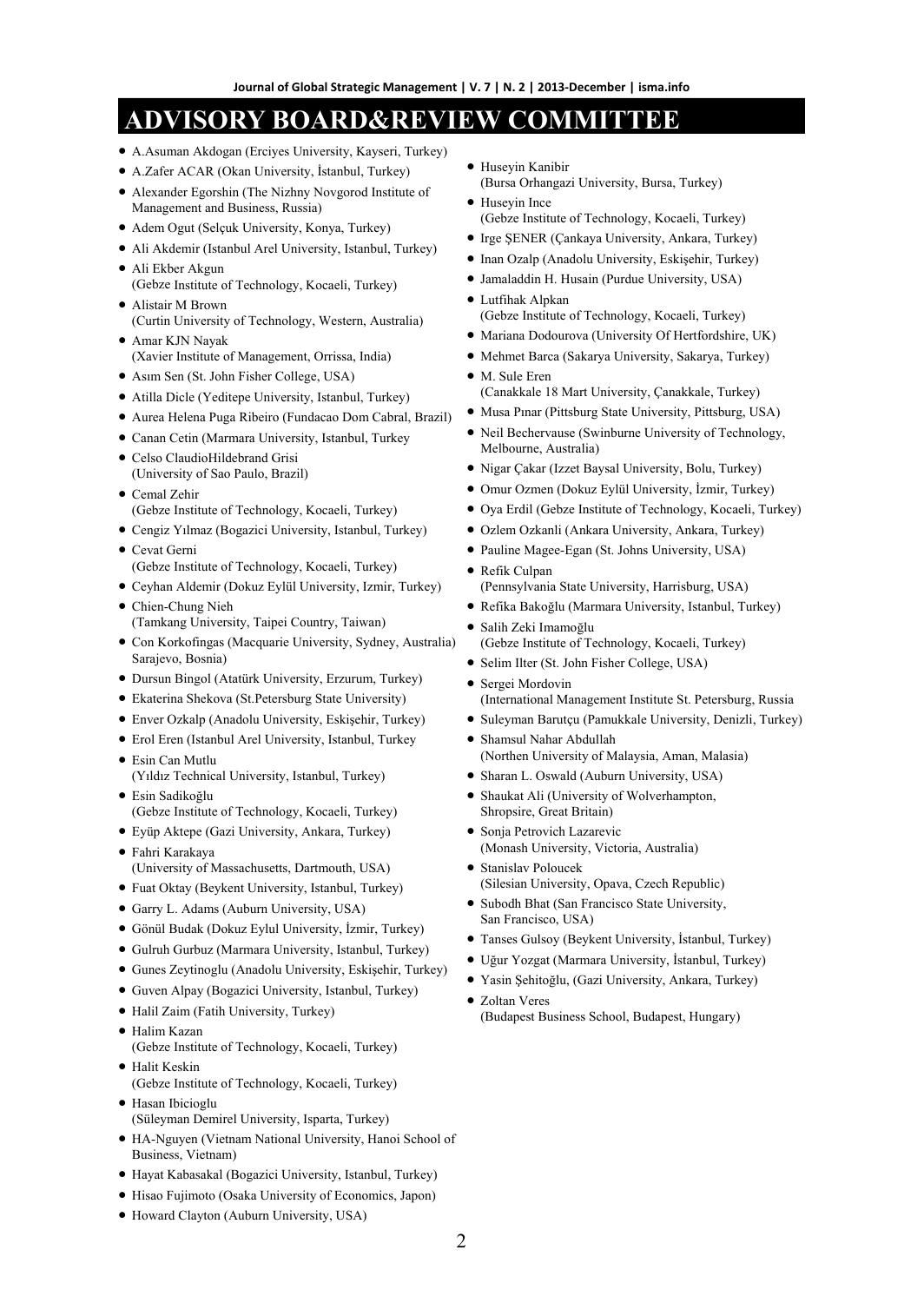# ADVISORY BOARD&REVIEW COMMITTEE

- A.Asuman Akdogan (Erciyes University, Kayseri, Turkey)
- A.Zafer ACAR (Okan University, İstanbul, Turkey)
- Alexander Egorshin (The Nizhny Novgorod Institute of Management and Business, Russia)
- Adem Ogut (Selçuk University, Konya, Turkey)
- Ali Akdemir (Istanbul Arel University, Istanbul, Turkey)
- Ali Ekber Akgun (Gebze Institute of Technology, Kocaeli, Turkey)
- Alistair M Brown (Curtin University of Technology, Western, Australia)
- Amar KJN Nayak (Xavier Institute of Management, Orrissa, India)
- Asım Sen (St. John Fisher College, USA)
- Atilla Dicle (Yeditepe University, Istanbul, Turkey)
- Aurea Helena Puga Ribeiro (Fundacao Dom Cabral, Brazil)
- Canan Cetin (Marmara University, Istanbul, Turkey
- Celso ClaudioHildebrand Grisi (University of Sao Paulo, Brazil)
- Cemal Zehir (Gebze Institute of Technology, Kocaeli, Turkey)
- Cengiz Yılmaz (Bogazici University, Istanbul, Turkey)
- Cevat Gerni (Gebze Institute of Technology, Kocaeli, Turkey)
- Ceyhan Aldemir (Dokuz Eylül University, Izmir, Turkey)
- Chien-Chung Nieh (Tamkang University, Taipei Country, Taiwan)
- Con Korkofingas (Macquarie University, Sydney, Australia) Sarajevo, Bosnia)
- Dursun Bingol (Atatürk University, Erzurum, Turkey)
- Ekaterina Shekova (St.Petersburg State University)
- Enver Ozkalp (Anadolu University, Eskişehir, Turkey)
- Erol Eren (Istanbul Arel University, Istanbul, Turkey
- Esin Can Mutlu (Yıldız Technical University, Istanbul, Turkey)
- Esin Sadikoğlu (Gebze Institute of Technology, Kocaeli, Turkey)
- Eyüp Aktepe (Gazi University, Ankara, Turkey)
- Fahri Karakaya (University of Massachusetts, Dartmouth, USA)
- Fuat Oktay (Beykent University, Istanbul, Turkey)
- Garry L. Adams (Auburn University, USA)
- Gönül Budak (Dokuz Eylul University, İzmir, Turkey)
- Gulruh Gurbuz (Marmara University, Istanbul, Turkey)
- Gunes Zeytinoglu (Anadolu University, Eskişehir, Turkey)
- Guven Alpay (Bogazici University, Istanbul, Turkey)
- Halil Zaim (Fatih University, Turkey)
- Halim Kazan (Gebze Institute of Technology, Kocaeli, Turkey)
- Halit Keskin (Gebze Institute of Technology, Kocaeli, Turkey)
- Hasan Ibicioglu (Süleyman Demirel University, Isparta, Turkey)
- HA-Nguyen (Vietnam National University, Hanoi School of Business, Vietnam)
- Hayat Kabasakal (Bogazici University, Istanbul, Turkey)
- Hisao Fujimoto (Osaka University of Economics, Japon)
- Howard Clayton (Auburn University, USA)
- Huseyin Kanibir (Bursa Orhangazi University, Bursa, Turkey)
- Huseyin Ince (Gebze Institute of Technology, Kocaeli, Turkey)
- Irge ŞENER (Çankaya University, Ankara, Turkey)
- Inan Ozalp (Anadolu University, Eskişehir, Turkey)
- Jamaladdin H. Husain (Purdue University, USA)
- Lutfihak Alpkan (Gebze Institute of Technology, Kocaeli, Turkey)
- Mariana Dodourova (University Of Hertfordshire, UK)
- Mehmet Barca (Sakarya University, Sakarya, Turkey)
- M. Sule Eren (Canakkale 18 Mart University, Çanakkale, Turkey)
- Musa Pınar (Pittsburg State University, Pittsburg, USA)
- Neil Bechervause (Swinburne University of Technology, Melbourne, Australia)
- Nigar Çakar (Izzet Baysal University, Bolu, Turkey)
- Omur Ozmen (Dokuz Eylül University, İzmir, Turkey)
- Oya Erdil (Gebze Institute of Technology, Kocaeli, Turkey)
- Ozlem Ozkanli (Ankara University, Ankara, Turkey)
- Pauline Magee-Egan (St. Johns University, USA)
- Refik Culpan (Pennsylvania State University, Harrisburg, USA)
- Refika Bakoğlu (Marmara University, Istanbul, Turkey)
- Salih Zeki Imamoğlu (Gebze Institute of Technology, Kocaeli, Turkey)
- Selim Ilter (St. John Fisher College, USA)
- Sergei Mordovin (International Management Institute St. Petersburg, Russia
- Suleyman Barutçu (Pamukkale University, Denizli, Turkey)
- Shamsul Nahar Abdullah (Northen University of Malaysia, Aman, Malasia)
- Sharan L. Oswald (Auburn University, USA)
- Shaukat Ali (University of Wolverhampton, Shropsire, Great Britain)
- Sonja Petrovich Lazarevic (Monash University, Victoria, Australia)
- Stanislav Poloucek (Silesian University, Opava, Czech Republic)
- Subodh Bhat (San Francisco State University, San Francisco, USA)
- Tanses Gulsoy (Beykent University, İstanbul, Turkey)
- Uğur Yozgat (Marmara University, İstanbul, Turkey)
- Yasin Şehitoğlu, (Gazi University, Ankara, Turkey)
- Zoltan Veres (Budapest Business School, Budapest, Hungary)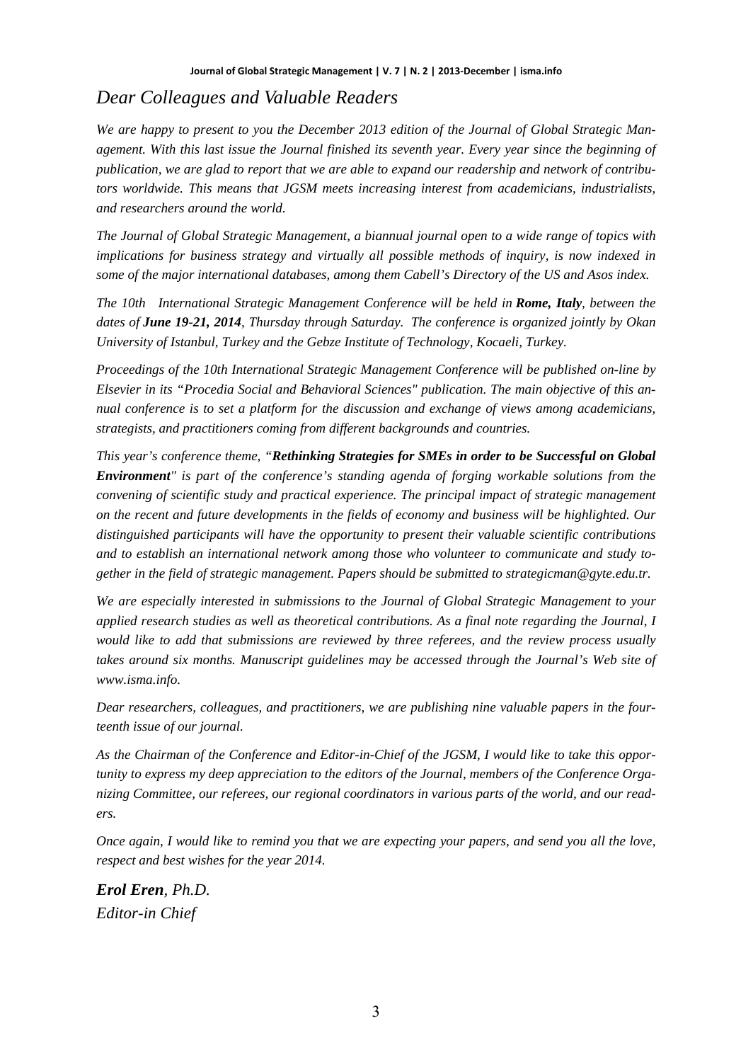# *Dear Colleagues and Valuable Readers*

*We are happy to present to you the December 2013 edition of the Journal of Global Strategic Management. With this last issue the Journal finished its seventh year. Every year since the beginning of publication, we are glad to report that we are able to expand our readership and network of contributors worldwide. This means that JGSM meets increasing interest from academicians, industrialists, and researchers around the world.*

*The Journal of Global Strategic Management, a biannual journal open to a wide range of topics with implications for business strategy and virtually all possible methods of inquiry, is now indexed in some of the major international databases, among them Cabell's Directory of the US and Asos index.*

*The 10th International Strategic Management Conference will be held in* ***Rome, Italy****, between the dates of* ***June 19-21, 2014****, Thursday through Saturday. The conference is organized jointly by Okan University of Istanbul, Turkey and the Gebze Institute of Technology, Kocaeli, Turkey.*

*Proceedings of the 10th International Strategic Management Conference will be published on-line by Elsevier in its "Procedia Social and Behavioral Sciences" publication. The main objective of this annual conference is to set a platform for the discussion and exchange of views among academicians, strategists, and practitioners coming from different backgrounds and countries.*

*This year's conference theme, "****Rethinking Strategies for SMEs in order to be Successful on Global Environment****" is part of the conference's standing agenda of forging workable solutions from the convening of scientific study and practical experience. The principal impact of strategic management on the recent and future developments in the fields of economy and business will be highlighted. Our distinguished participants will have the opportunity to present their valuable scientific contributions and to establish an international network among those who volunteer to communicate and study together in the field of strategic management. Papers should be submitted to strategicman@gyte.edu.tr.*

*We are especially interested in submissions to the Journal of Global Strategic Management to your applied research studies as well as theoretical contributions. As a final note regarding the Journal, I would like to add that submissions are reviewed by three referees, and the review process usually takes around six months. Manuscript guidelines may be accessed through the Journal's Web site of www.isma.info.*

*Dear researchers, colleagues, and practitioners, we are publishing nine valuable papers in the fourteenth issue of our journal.*

*As the Chairman of the Conference and Editor-in-Chief of the JGSM, I would like to take this opportunity to express my deep appreciation to the editors of the Journal, members of the Conference Organizing Committee, our referees, our regional coordinators in various parts of the world, and our readers.*

*Once again, I would like to remind you that we are expecting your papers, and send you all the love, respect and best wishes for the year 2014.*

***Erol Eren****, Ph.D.*
*Editor-in Chief*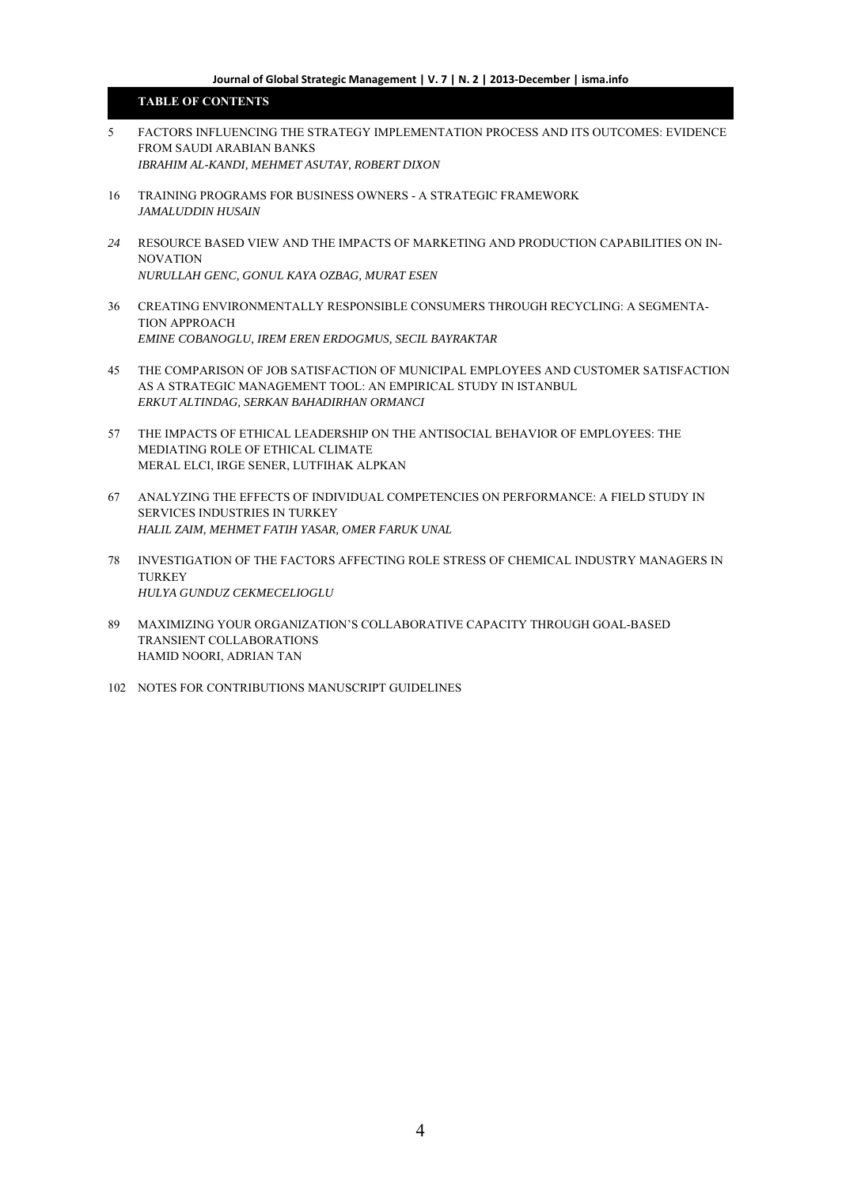## TABLE OF CONTENTS

5 FACTORS INFLUENCING THE STRATEGY IMPLEMENTATION PROCESS AND ITS OUTCOMES: EVIDENCE FROM SAUDI ARABIAN BANKS
*IBRAHIM AL-KANDI, MEHMET ASUTAY, ROBERT DIXON*

16 TRAINING PROGRAMS FOR BUSINESS OWNERS - A STRATEGIC FRAMEWORK
*JAMALUDDIN HUSAIN*

*24* RESOURCE BASED VIEW AND THE IMPACTS OF MARKETING AND PRODUCTION CAPABILITIES ON INNOVATION
*NURULLAH GENC, GONUL KAYA OZBAG, MURAT ESEN*

36 CREATING ENVIRONMENTALLY RESPONSIBLE CONSUMERS THROUGH RECYCLING: A SEGMENTATION APPROACH
*EMINE COBANOGLU, IREM EREN ERDOGMUS, SECIL BAYRAKTAR*

45 THE COMPARISON OF JOB SATISFACTION OF MUNICIPAL EMPLOYEES AND CUSTOMER SATISFACTION AS A STRATEGIC MANAGEMENT TOOL: AN EMPIRICAL STUDY IN ISTANBUL
*ERKUT ALTINDAG, SERKAN BAHADIRHAN ORMANCI*

57 THE IMPACTS OF ETHICAL LEADERSHIP ON THE ANTISOCIAL BEHAVIOR OF EMPLOYEES: THE MEDIATING ROLE OF ETHICAL CLIMATE
MERAL ELCI, IRGE SENER, LUTFIHAK ALPKAN

67 ANALYZING THE EFFECTS OF INDIVIDUAL COMPETENCIES ON PERFORMANCE: A FIELD STUDY IN SERVICES INDUSTRIES IN TURKEY
*HALIL ZAIM, MEHMET FATIH YASAR, OMER FARUK UNAL*

78 INVESTIGATION OF THE FACTORS AFFECTING ROLE STRESS OF CHEMICAL INDUSTRY MANAGERS IN TURKEY
*HULYA GUNDUZ CEKMECELIOGLU*

89 MAXIMIZING YOUR ORGANIZATION'S COLLABORATIVE CAPACITY THROUGH GOAL-BASED TRANSIENT COLLABORATIONS
HAMID NOORI, ADRIAN TAN

102 NOTES FOR CONTRIBUTIONS MANUSCRIPT GUIDELINES